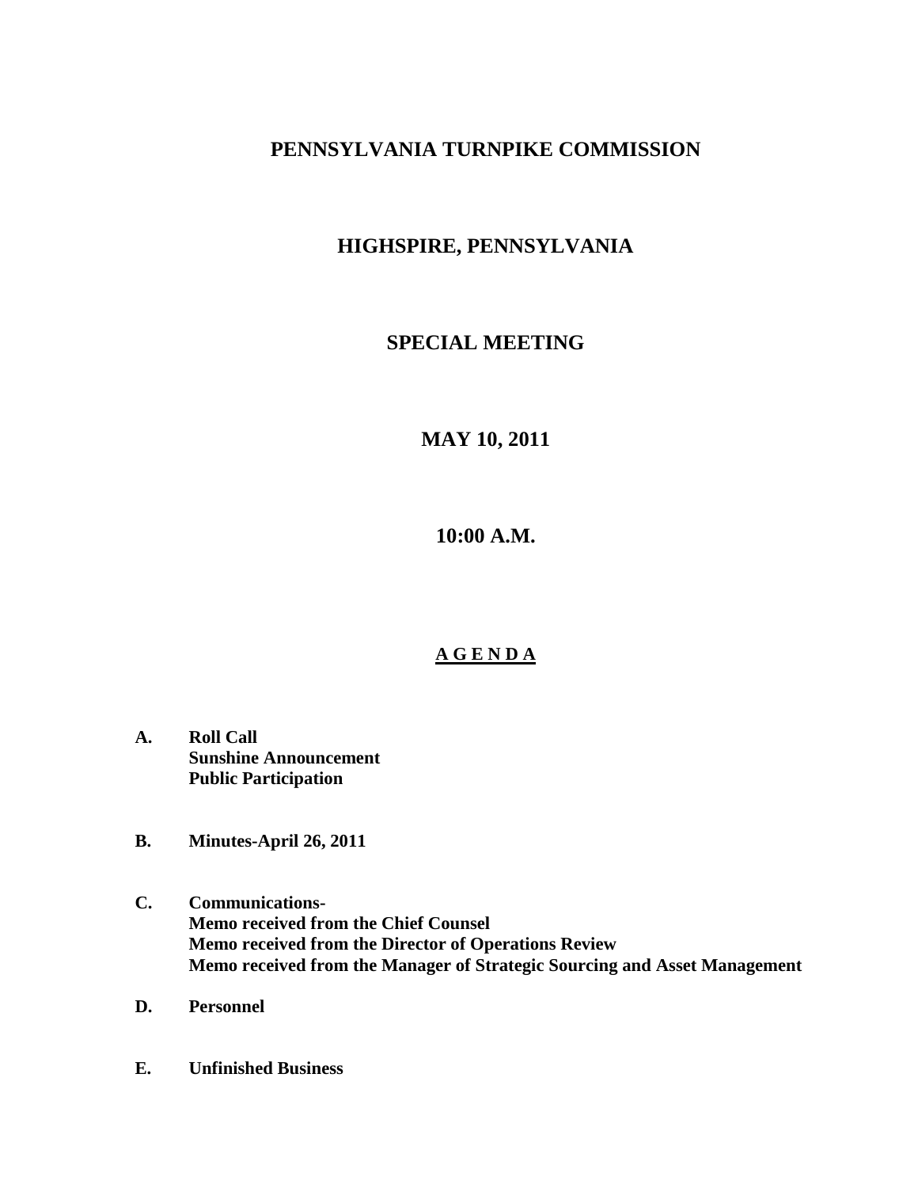# PENNSYLVANIA TURNPIKE COMMISSION

## HIGHSPIRE, PENNSYLVANIA

## SPECIAL MEETING

## MAY 10, 2011

## 10:00 A.M.

**<u>A G E N D A</u>**

**A. Roll Call**
**Sunshine Announcement**
**Public Participation**

**B. Minutes-April 26, 2011**

**C. Communications-**
**Memo received from the Chief Counsel**
**Memo received from the Director of Operations Review**
**Memo received from the Manager of Strategic Sourcing and Asset Management**

**D. Personnel**

**E. Unfinished Business**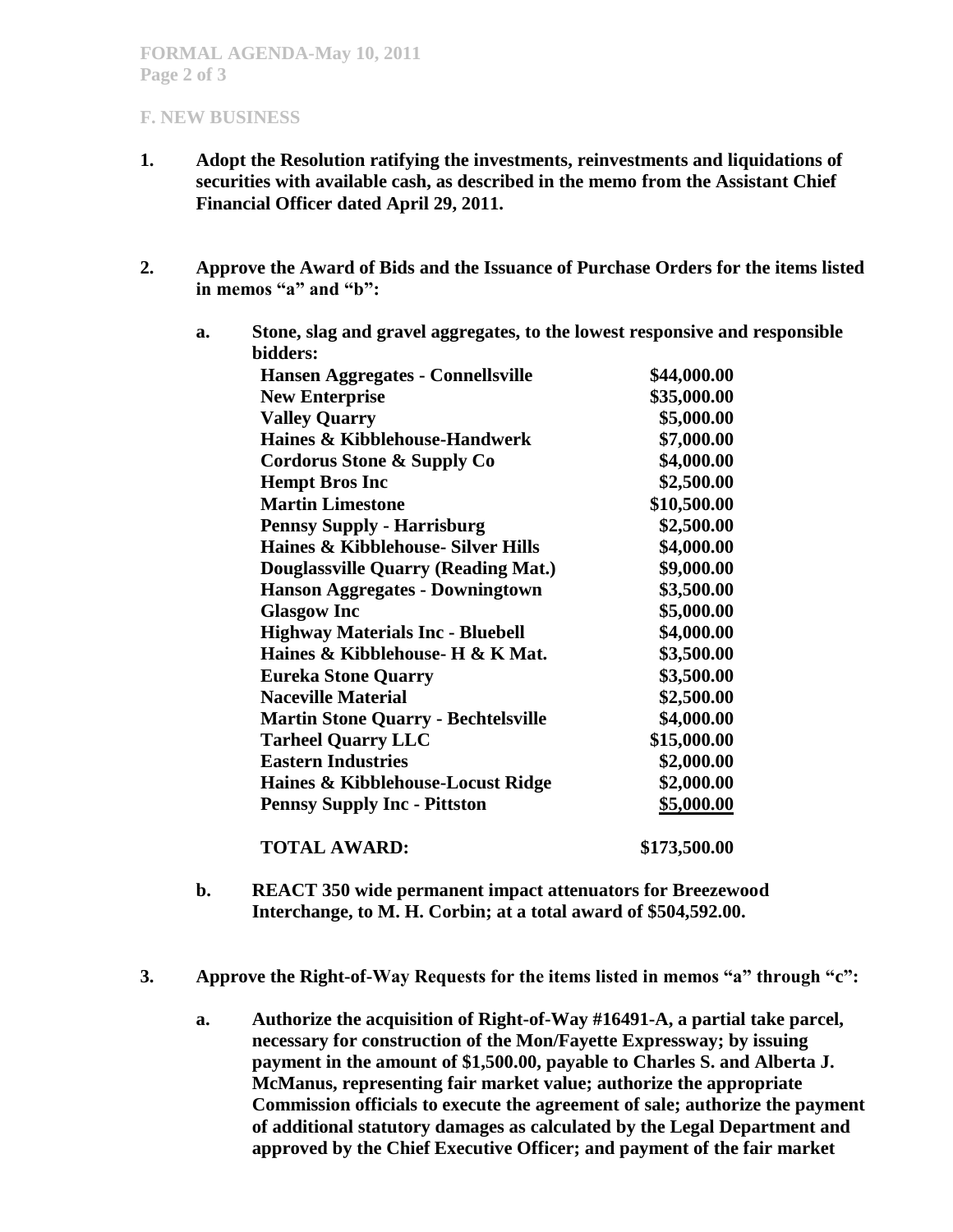**F. NEW BUSINESS**

1. **Adopt the Resolution ratifying the investments, reinvestments and liquidations of securities with available cash, as described in the memo from the Assistant Chief Financial Officer dated April 29, 2011.**

2. **Approve the Award of Bids and the Issuance of Purchase Orders for the items listed in memos "a" and "b":**

   a. **Stone, slag and gravel aggregates, to the lowest responsive and responsible bidders:**

| | |
|---|---|
| **Hansen Aggregates - Connellsville** | **$44,000.00** |
| **New Enterprise** | **$35,000.00** |
| **Valley Quarry** | **$5,000.00** |
| **Haines & Kibblehouse-Handwerk** | **$7,000.00** |
| **Cordorus Stone & Supply Co** | **$4,000.00** |
| **Hempt Bros Inc** | **$2,500.00** |
| **Martin Limestone** | **$10,500.00** |
| **Pennsy Supply - Harrisburg** | **$2,500.00** |
| **Haines & Kibblehouse- Silver Hills** | **$4,000.00** |
| **Douglassville Quarry (Reading Mat.)** | **$9,000.00** |
| **Hanson Aggregates - Downingtown** | **$3,500.00** |
| **Glasgow Inc** | **$5,000.00** |
| **Highway Materials Inc - Bluebell** | **$4,000.00** |
| **Haines & Kibblehouse- H & K Mat.** | **$3,500.00** |
| **Eureka Stone Quarry** | **$3,500.00** |
| **Naceville Material** | **$2,500.00** |
| **Martin Stone Quarry - Bechtelsville** | **$4,000.00** |
| **Tarheel Quarry LLC** | **$15,000.00** |
| **Eastern Industries** | **$2,000.00** |
| **Haines & Kibblehouse-Locust Ridge** | **$2,000.00** |
| **Pennsy Supply Inc - Pittston** | **$5,000.00** |
| **TOTAL AWARD:** | **$173,500.00** |

   b. **REACT 350 wide permanent impact attenuators for Breezewood Interchange, to M. H. Corbin; at a total award of $504,592.00.**

3. **Approve the Right-of-Way Requests for the items listed in memos "a" through "c":**

   a. **Authorize the acquisition of Right-of-Way #16491-A, a partial take parcel, necessary for construction of the Mon/Fayette Expressway; by issuing payment in the amount of $1,500.00, payable to Charles S. and Alberta J. McManus, representing fair market value; authorize the appropriate Commission officials to execute the agreement of sale; authorize the payment of additional statutory damages as calculated by the Legal Department and approved by the Chief Executive Officer; and payment of the fair market**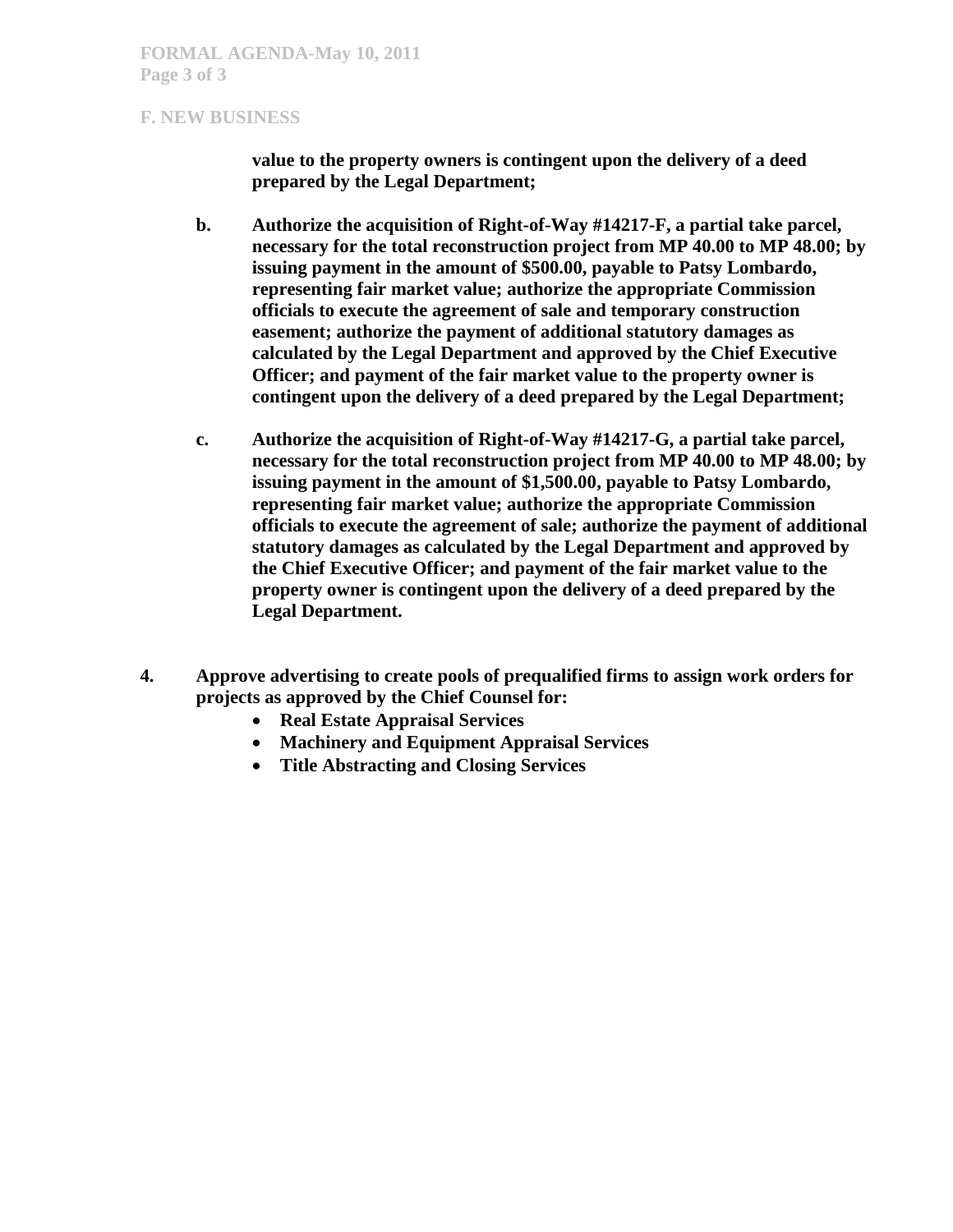**F. NEW BUSINESS**

**value to the property owners is contingent upon the delivery of a deed prepared by the Legal Department;**

**b. Authorize the acquisition of Right-of-Way #14217-F, a partial take parcel, necessary for the total reconstruction project from MP 40.00 to MP 48.00; by issuing payment in the amount of $500.00, payable to Patsy Lombardo, representing fair market value; authorize the appropriate Commission officials to execute the agreement of sale and temporary construction easement; authorize the payment of additional statutory damages as calculated by the Legal Department and approved by the Chief Executive Officer; and payment of the fair market value to the property owner is contingent upon the delivery of a deed prepared by the Legal Department;**

**c. Authorize the acquisition of Right-of-Way #14217-G, a partial take parcel, necessary for the total reconstruction project from MP 40.00 to MP 48.00; by issuing payment in the amount of $1,500.00, payable to Patsy Lombardo, representing fair market value; authorize the appropriate Commission officials to execute the agreement of sale; authorize the payment of additional statutory damages as calculated by the Legal Department and approved by the Chief Executive Officer; and payment of the fair market value to the property owner is contingent upon the delivery of a deed prepared by the Legal Department.**

**4. Approve advertising to create pools of prequalified firms to assign work orders for projects as approved by the Chief Counsel for:**

- **Real Estate Appraisal Services**
- **Machinery and Equipment Appraisal Services**
- **Title Abstracting and Closing Services**